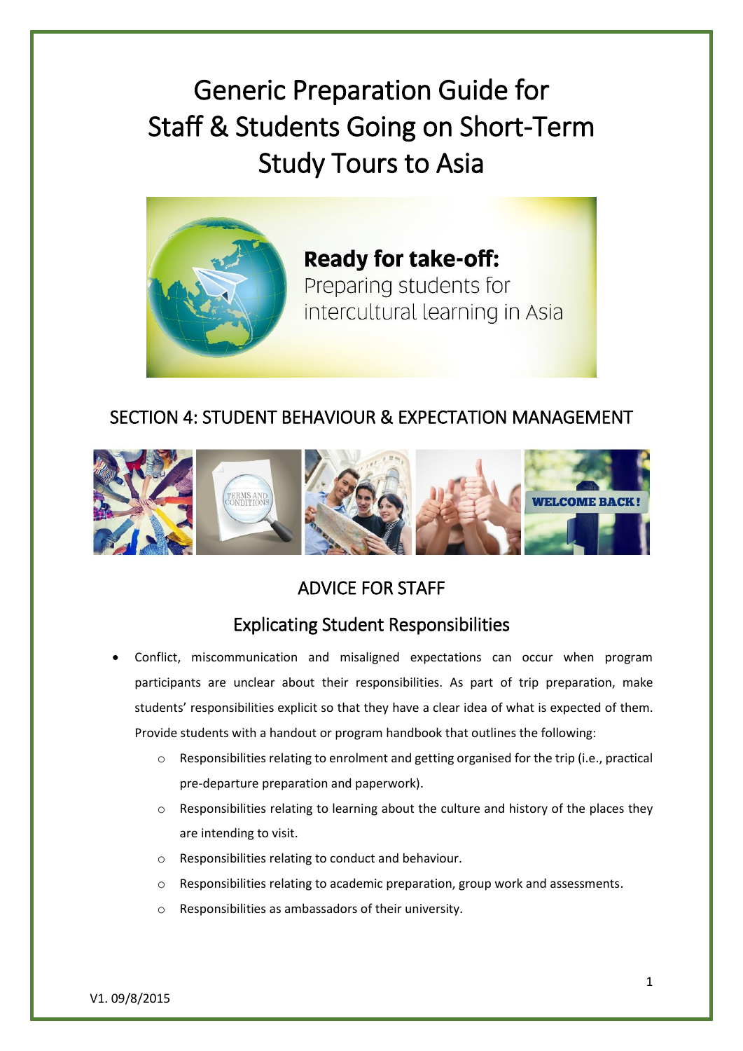# Generic Preparation Guide for Staff & Students Going on Short-Term Study Tours to Asia

## SECTION 4: STUDENT BEHAVIOUR & EXPECTATION MANAGEMENT

## ADVICE FOR STAFF

### Explicating Student Responsibilities

- Conflict, miscommunication and misaligned expectations can occur when program participants are unclear about their responsibilities. As part of trip preparation, make students' responsibilities explicit so that they have a clear idea of what is expected of them. Provide students with a handout or program handbook that outlines the following:
  - Responsibilities relating to enrolment and getting organised for the trip (i.e., practical pre-departure preparation and paperwork).
  - Responsibilities relating to learning about the culture and history of the places they are intending to visit.
  - Responsibilities relating to conduct and behaviour.
  - Responsibilities relating to academic preparation, group work and assessments.
  - Responsibilities as ambassadors of their university.

V1. 09/8/2015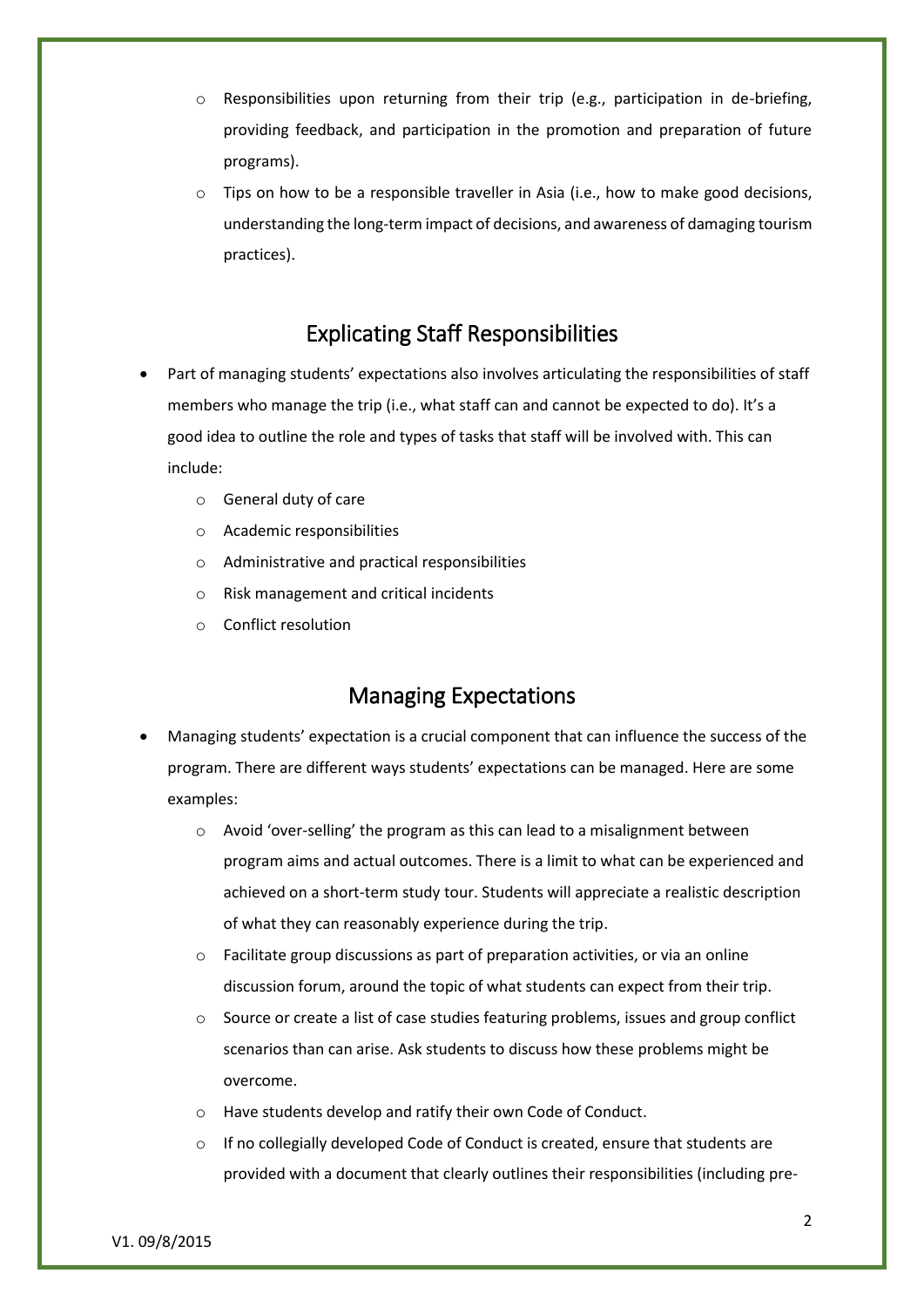- Responsibilities upon returning from their trip (e.g., participation in de-briefing, providing feedback, and participation in the promotion and preparation of future programs).
  - Tips on how to be a responsible traveller in Asia (i.e., how to make good decisions, understanding the long-term impact of decisions, and awareness of damaging tourism practices).

## Explicating Staff Responsibilities

- Part of managing students' expectations also involves articulating the responsibilities of staff members who manage the trip (i.e., what staff can and cannot be expected to do). It's a good idea to outline the role and types of tasks that staff will be involved with. This can include:
  - General duty of care
  - Academic responsibilities
  - Administrative and practical responsibilities
  - Risk management and critical incidents
  - Conflict resolution

## Managing Expectations

- Managing students' expectation is a crucial component that can influence the success of the program. There are different ways students' expectations can be managed. Here are some examples:
  - Avoid 'over-selling' the program as this can lead to a misalignment between program aims and actual outcomes. There is a limit to what can be experienced and achieved on a short-term study tour. Students will appreciate a realistic description of what they can reasonably experience during the trip.
  - Facilitate group discussions as part of preparation activities, or via an online discussion forum, around the topic of what students can expect from their trip.
  - Source or create a list of case studies featuring problems, issues and group conflict scenarios than can arise. Ask students to discuss how these problems might be overcome.
  - Have students develop and ratify their own Code of Conduct.
  - If no collegially developed Code of Conduct is created, ensure that students are provided with a document that clearly outlines their responsibilities (including pre-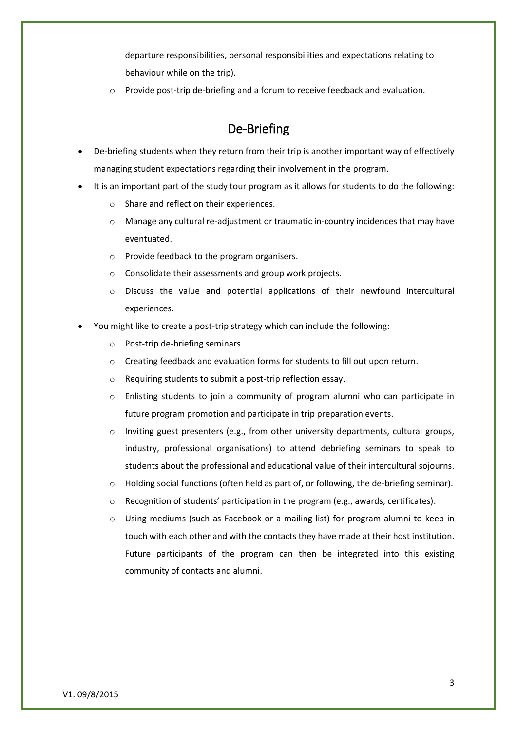departure responsibilities, personal responsibilities and expectations relating to behaviour while on the trip).
    - Provide post-trip de-briefing and a forum to receive feedback and evaluation.

## De-Briefing

- De-briefing students when they return from their trip is another important way of effectively managing student expectations regarding their involvement in the program.
- It is an important part of the study tour program as it allows for students to do the following:
    - Share and reflect on their experiences.
    - Manage any cultural re-adjustment or traumatic in-country incidences that may have eventuated.
    - Provide feedback to the program organisers.
    - Consolidate their assessments and group work projects.
    - Discuss the value and potential applications of their newfound intercultural experiences.
- You might like to create a post-trip strategy which can include the following:
    - Post-trip de-briefing seminars.
    - Creating feedback and evaluation forms for students to fill out upon return.
    - Requiring students to submit a post-trip reflection essay.
    - Enlisting students to join a community of program alumni who can participate in future program promotion and participate in trip preparation events.
    - Inviting guest presenters (e.g., from other university departments, cultural groups, industry, professional organisations) to attend debriefing seminars to speak to students about the professional and educational value of their intercultural sojourns.
    - Holding social functions (often held as part of, or following, the de-briefing seminar).
    - Recognition of students' participation in the program (e.g., awards, certificates).
    - Using mediums (such as Facebook or a mailing list) for program alumni to keep in touch with each other and with the contacts they have made at their host institution. Future participants of the program can then be integrated into this existing community of contacts and alumni.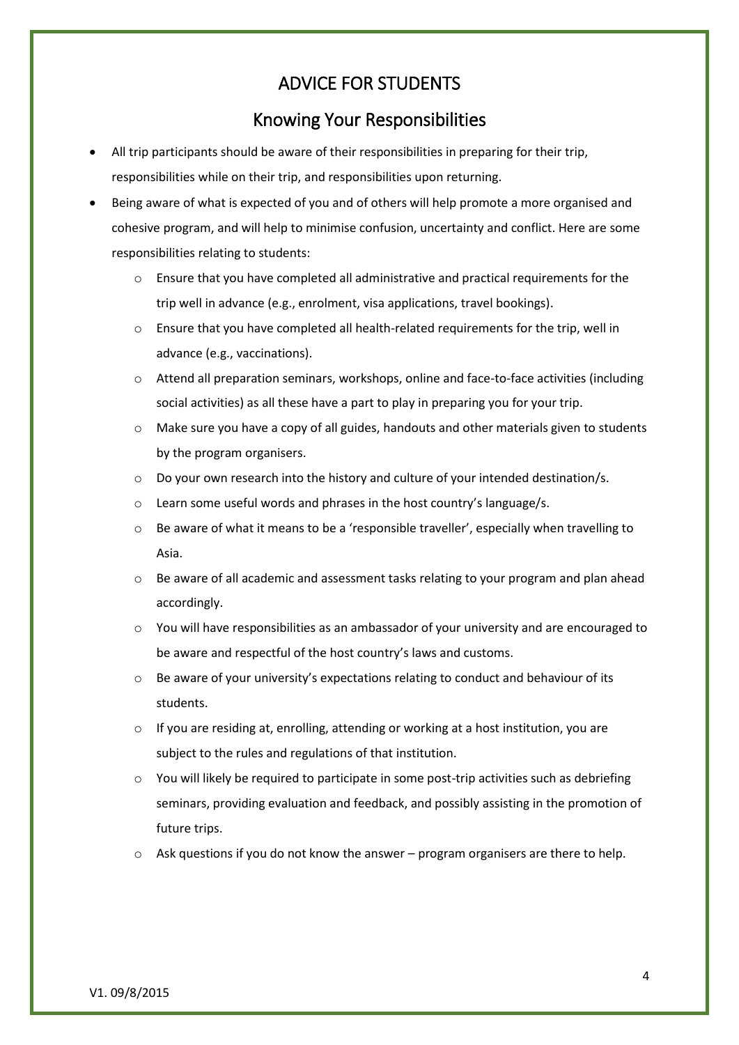# ADVICE FOR STUDENTS

## Knowing Your Responsibilities

- All trip participants should be aware of their responsibilities in preparing for their trip, responsibilities while on their trip, and responsibilities upon returning.
- Being aware of what is expected of you and of others will help promote a more organised and cohesive program, and will help to minimise confusion, uncertainty and conflict. Here are some responsibilities relating to students:
  - Ensure that you have completed all administrative and practical requirements for the trip well in advance (e.g., enrolment, visa applications, travel bookings).
  - Ensure that you have completed all health-related requirements for the trip, well in advance (e.g., vaccinations).
  - Attend all preparation seminars, workshops, online and face-to-face activities (including social activities) as all these have a part to play in preparing you for your trip.
  - Make sure you have a copy of all guides, handouts and other materials given to students by the program organisers.
  - Do your own research into the history and culture of your intended destination/s.
  - Learn some useful words and phrases in the host country's language/s.
  - Be aware of what it means to be a 'responsible traveller', especially when travelling to Asia.
  - Be aware of all academic and assessment tasks relating to your program and plan ahead accordingly.
  - You will have responsibilities as an ambassador of your university and are encouraged to be aware and respectful of the host country's laws and customs.
  - Be aware of your university's expectations relating to conduct and behaviour of its students.
  - If you are residing at, enrolling, attending or working at a host institution, you are subject to the rules and regulations of that institution.
  - You will likely be required to participate in some post-trip activities such as debriefing seminars, providing evaluation and feedback, and possibly assisting in the promotion of future trips.
  - Ask questions if you do not know the answer – program organisers are there to help.

V1. 09/8/2015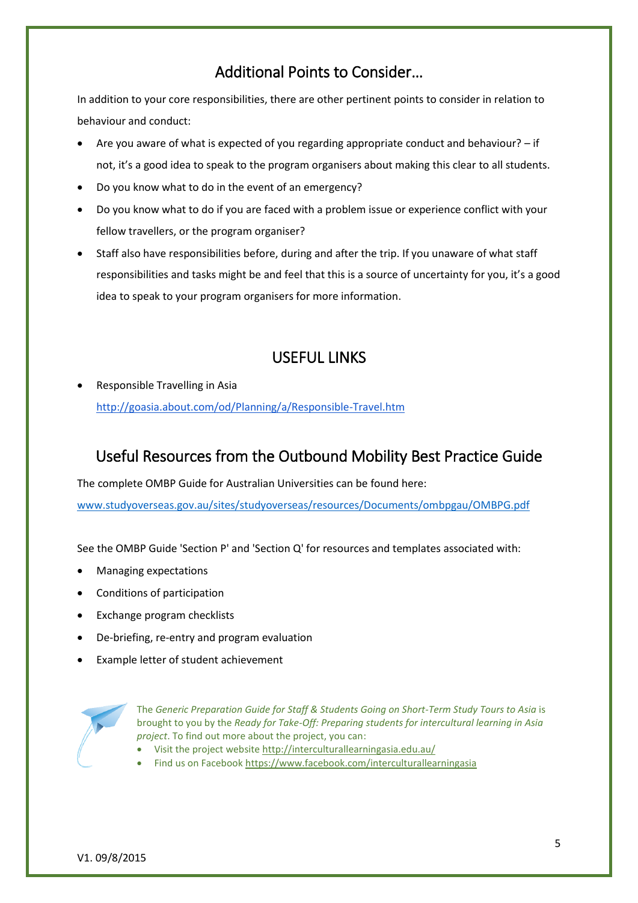## Additional Points to Consider…

In addition to your core responsibilities, there are other pertinent points to consider in relation to behaviour and conduct:

- Are you aware of what is expected of you regarding appropriate conduct and behaviour? – if not, it's a good idea to speak to the program organisers about making this clear to all students.
- Do you know what to do in the event of an emergency?
- Do you know what to do if you are faced with a problem issue or experience conflict with your fellow travellers, or the program organiser?
- Staff also have responsibilities before, during and after the trip. If you unaware of what staff responsibilities and tasks might be and feel that this is a source of uncertainty for you, it's a good idea to speak to your program organisers for more information.

## USEFUL LINKS

- Responsible Travelling in Asia
  http://goasia.about.com/od/Planning/a/Responsible-Travel.htm

## Useful Resources from the Outbound Mobility Best Practice Guide

The complete OMBP Guide for Australian Universities can be found here:

www.studyoverseas.gov.au/sites/studyoverseas/resources/Documents/ombpgau/OMBPG.pdf

See the OMBP Guide 'Section P' and 'Section Q' for resources and templates associated with:

- Managing expectations
- Conditions of participation
- Exchange program checklists
- De-briefing, re-entry and program evaluation
- Example letter of student achievement

The *Generic Preparation Guide for Staff & Students Going on Short-Term Study Tours to Asia* is brought to you by the *Ready for Take-Off: Preparing students for intercultural learning in Asia project*. To find out more about the project, you can:

- Visit the project website http://interculturallearningasia.edu.au/
- Find us on Facebook https://www.facebook.com/interculturallearningasia

V1. 09/8/2015